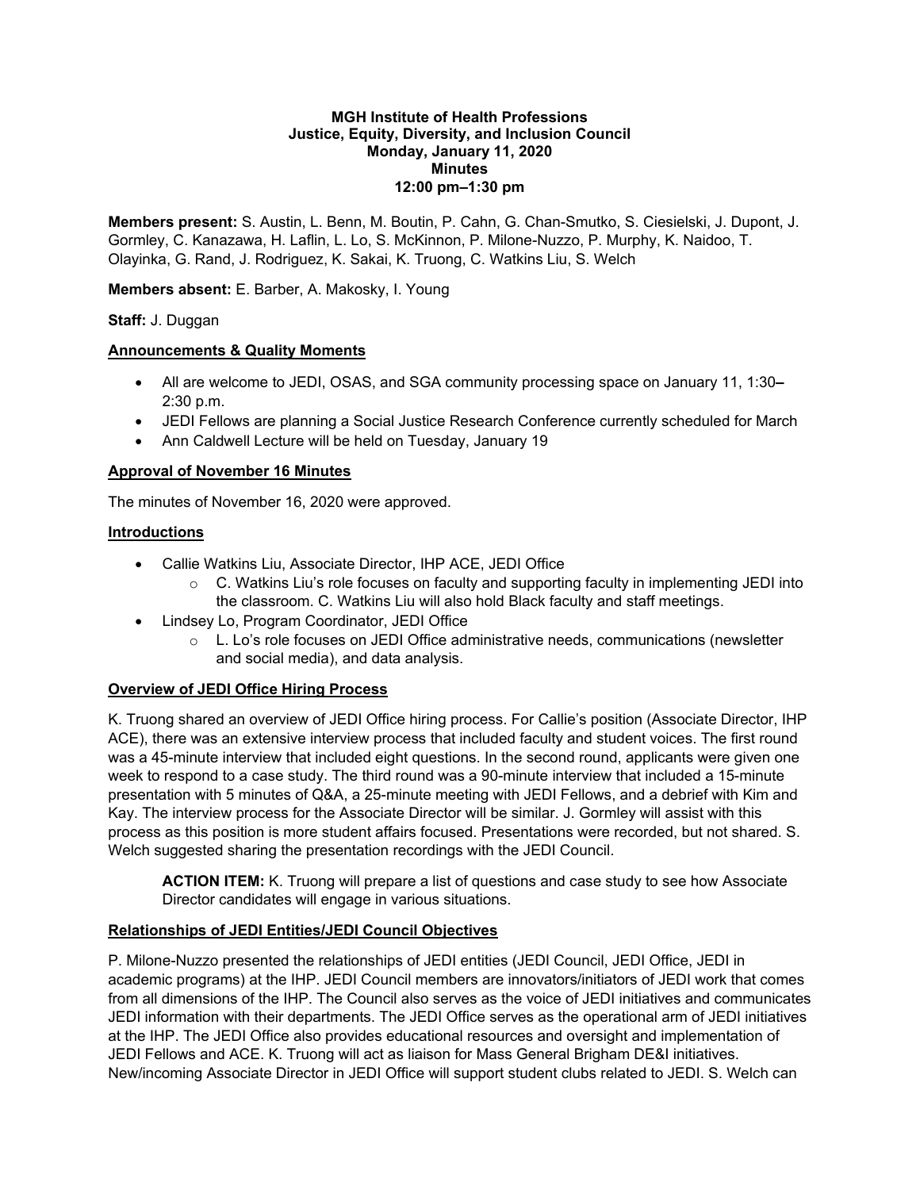**MGH Institute of Health Professions**
**Justice, Equity, Diversity, and Inclusion Council**
**Monday, January 11, 2020**
**Minutes**
**12:00 pm–1:30 pm**

**Members present:** S. Austin, L. Benn, M. Boutin, P. Cahn, G. Chan-Smutko, S. Ciesielski, J. Dupont, J. Gormley, C. Kanazawa, H. Laflin, L. Lo, S. McKinnon, P. Milone-Nuzzo, P. Murphy, K. Naidoo, T. Olayinka, G. Rand, J. Rodriguez, K. Sakai, K. Truong, C. Watkins Liu, S. Welch

**Members absent:** E. Barber, A. Makosky, I. Young

**Staff:** J. Duggan

## Announcements & Quality Moments

- All are welcome to JEDI, OSAS, and SGA community processing space on January 11, 1:30–2:30 p.m.
- JEDI Fellows are planning a Social Justice Research Conference currently scheduled for March
- Ann Caldwell Lecture will be held on Tuesday, January 19

## Approval of November 16 Minutes

The minutes of November 16, 2020 were approved.

## Introductions

- Callie Watkins Liu, Associate Director, IHP ACE, JEDI Office
    - C. Watkins Liu's role focuses on faculty and supporting faculty in implementing JEDI into the classroom. C. Watkins Liu will also hold Black faculty and staff meetings.
- Lindsey Lo, Program Coordinator, JEDI Office
    - L. Lo's role focuses on JEDI Office administrative needs, communications (newsletter and social media), and data analysis.

## Overview of JEDI Office Hiring Process

K. Truong shared an overview of JEDI Office hiring process. For Callie's position (Associate Director, IHP ACE), there was an extensive interview process that included faculty and student voices. The first round was a 45-minute interview that included eight questions. In the second round, applicants were given one week to respond to a case study. The third round was a 90-minute interview that included a 15-minute presentation with 5 minutes of Q&A, a 25-minute meeting with JEDI Fellows, and a debrief with Kim and Kay. The interview process for the Associate Director will be similar. J. Gormley will assist with this process as this position is more student affairs focused. Presentations were recorded, but not shared. S. Welch suggested sharing the presentation recordings with the JEDI Council.

> **ACTION ITEM:** K. Truong will prepare a list of questions and case study to see how Associate Director candidates will engage in various situations.

## Relationships of JEDI Entities/JEDI Council Objectives

P. Milone-Nuzzo presented the relationships of JEDI entities (JEDI Council, JEDI Office, JEDI in academic programs) at the IHP. JEDI Council members are innovators/initiators of JEDI work that comes from all dimensions of the IHP. The Council also serves as the voice of JEDI initiatives and communicates JEDI information with their departments. The JEDI Office serves as the operational arm of JEDI initiatives at the IHP. The JEDI Office also provides educational resources and oversight and implementation of JEDI Fellows and ACE. K. Truong will act as liaison for Mass General Brigham DE&I initiatives. New/incoming Associate Director in JEDI Office will support student clubs related to JEDI. S. Welch can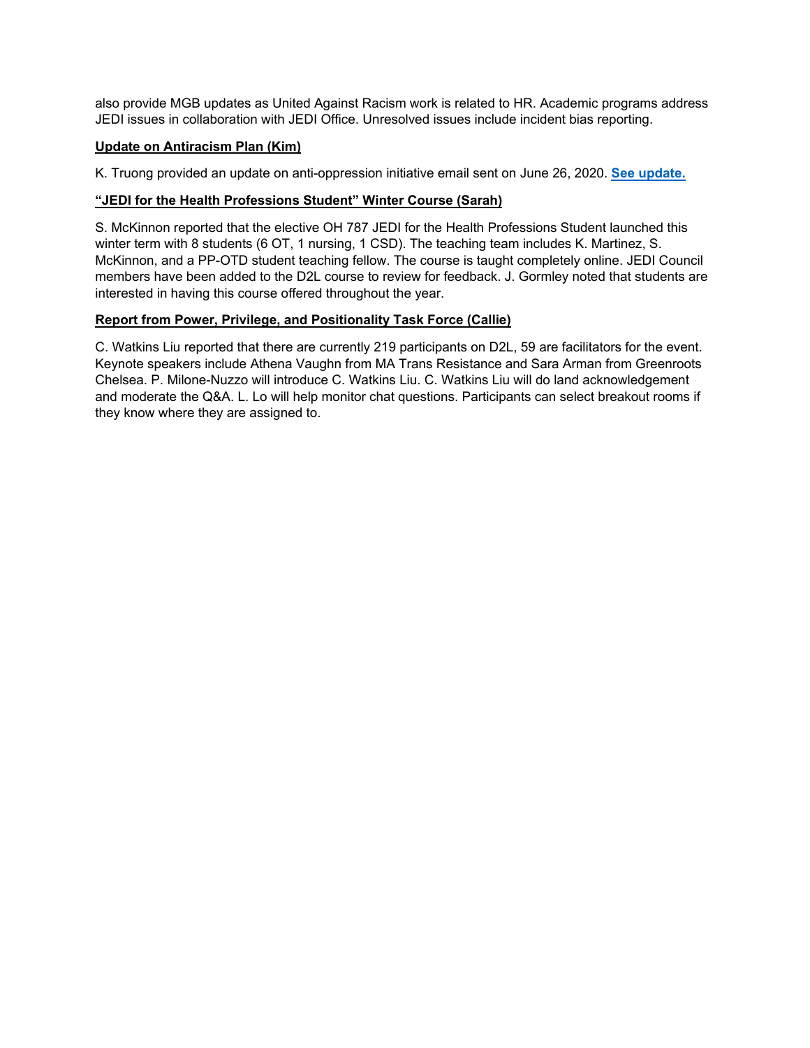also provide MGB updates as United Against Racism work is related to HR. Academic programs address JEDI issues in collaboration with JEDI Office. Unresolved issues include incident bias reporting.

**Update on Antiracism Plan (Kim)**

K. Truong provided an update on anti-oppression initiative email sent on June 26, 2020. **See update.**

**"JEDI for the Health Professions Student" Winter Course (Sarah)**

S. McKinnon reported that the elective OH 787 JEDI for the Health Professions Student launched this winter term with 8 students (6 OT, 1 nursing, 1 CSD). The teaching team includes K. Martinez, S. McKinnon, and a PP-OTD student teaching fellow. The course is taught completely online. JEDI Council members have been added to the D2L course to review for feedback. J. Gormley noted that students are interested in having this course offered throughout the year.

**Report from Power, Privilege, and Positionality Task Force (Callie)**

C. Watkins Liu reported that there are currently 219 participants on D2L, 59 are facilitators for the event. Keynote speakers include Athena Vaughn from MA Trans Resistance and Sara Arman from Greenroots Chelsea. P. Milone-Nuzzo will introduce C. Watkins Liu. C. Watkins Liu will do land acknowledgement and moderate the Q&A. L. Lo will help monitor chat questions. Participants can select breakout rooms if they know where they are assigned to.